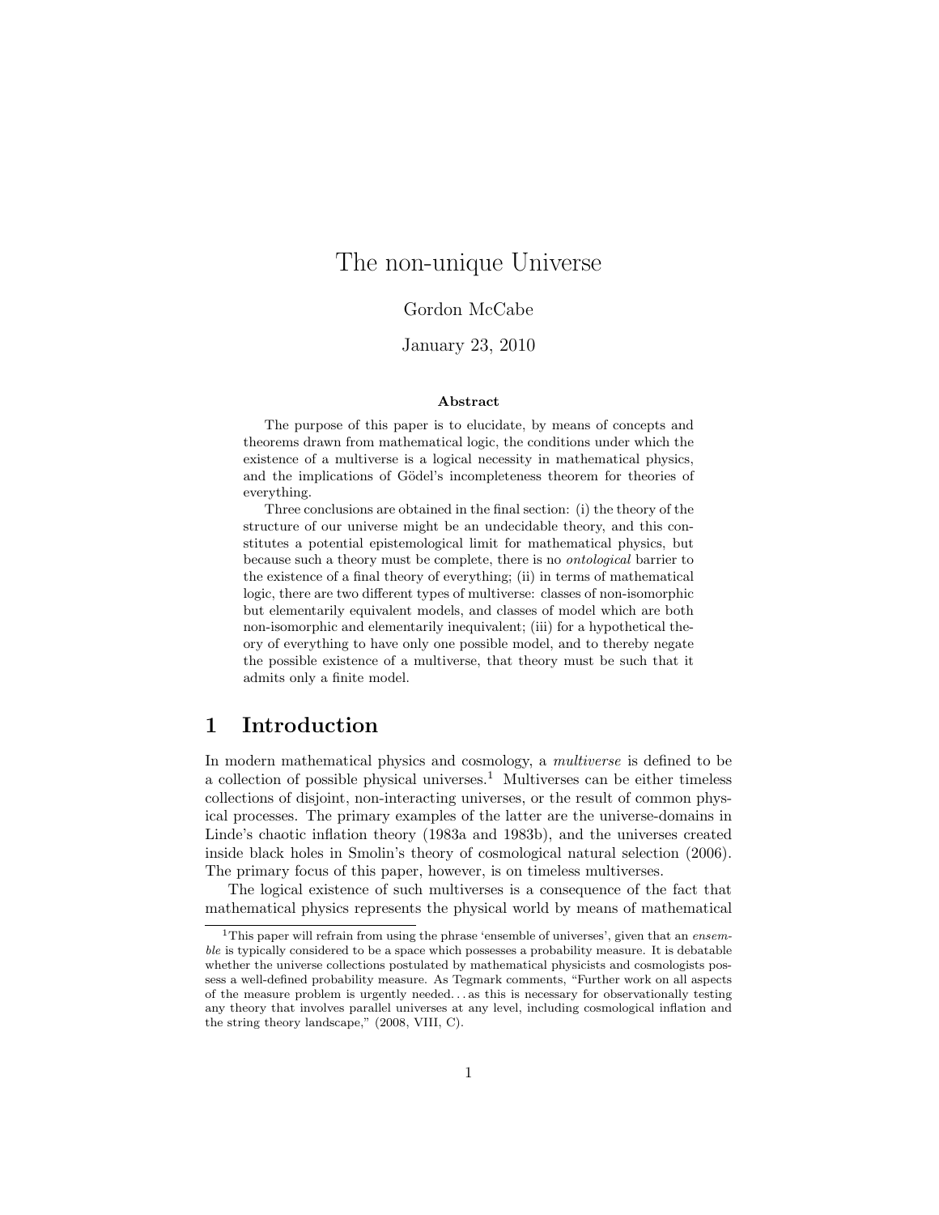# The non-unique Universe

Gordon McCabe

January 23, 2010

### Abstract

The purpose of this paper is to elucidate, by means of concepts and theorems drawn from mathematical logic, the conditions under which the existence of a multiverse is a logical necessity in mathematical physics, and the implications of Gödel's incompleteness theorem for theories of everything.

Three conclusions are obtained in the final section: (i) the theory of the structure of our universe might be an undecidable theory, and this constitutes a potential epistemological limit for mathematical physics, but because such a theory must be complete, there is no *ontological* barrier to the existence of a final theory of everything; (ii) in terms of mathematical logic, there are two different types of multiverse: classes of non-isomorphic but elementarily equivalent models, and classes of model which are both non-isomorphic and elementarily inequivalent; (iii) for a hypothetical theory of everything to have only one possible model, and to thereby negate the possible existence of a multiverse, that theory must be such that it admits only a finite model.

## 1 Introduction

In modern mathematical physics and cosmology, a *multiverse* is defined to be a collection of possible physical universes.[1] Multiverses can be either timeless collections of disjoint, non-interacting universes, or the result of common physical processes. The primary examples of the latter are the universe-domains in Linde's chaotic inflation theory (1983a and 1983b), and the universes created inside black holes in Smolin's theory of cosmological natural selection (2006). The primary focus of this paper, however, is on timeless multiverses.

The logical existence of such multiverses is a consequence of the fact that mathematical physics represents the physical world by means of mathematical

---

[1] This paper will refrain from using the phrase 'ensemble of universes', given that an *ensemble* is typically considered to be a space which possesses a probability measure. It is debatable whether the universe collections postulated by mathematical physicists and cosmologists possess a well-defined probability measure. As Tegmark comments, "Further work on all aspects of the measure problem is urgently needed. . . as this is necessary for observationally testing any theory that involves parallel universes at any level, including cosmological inflation and the string theory landscape," (2008, VIII, C).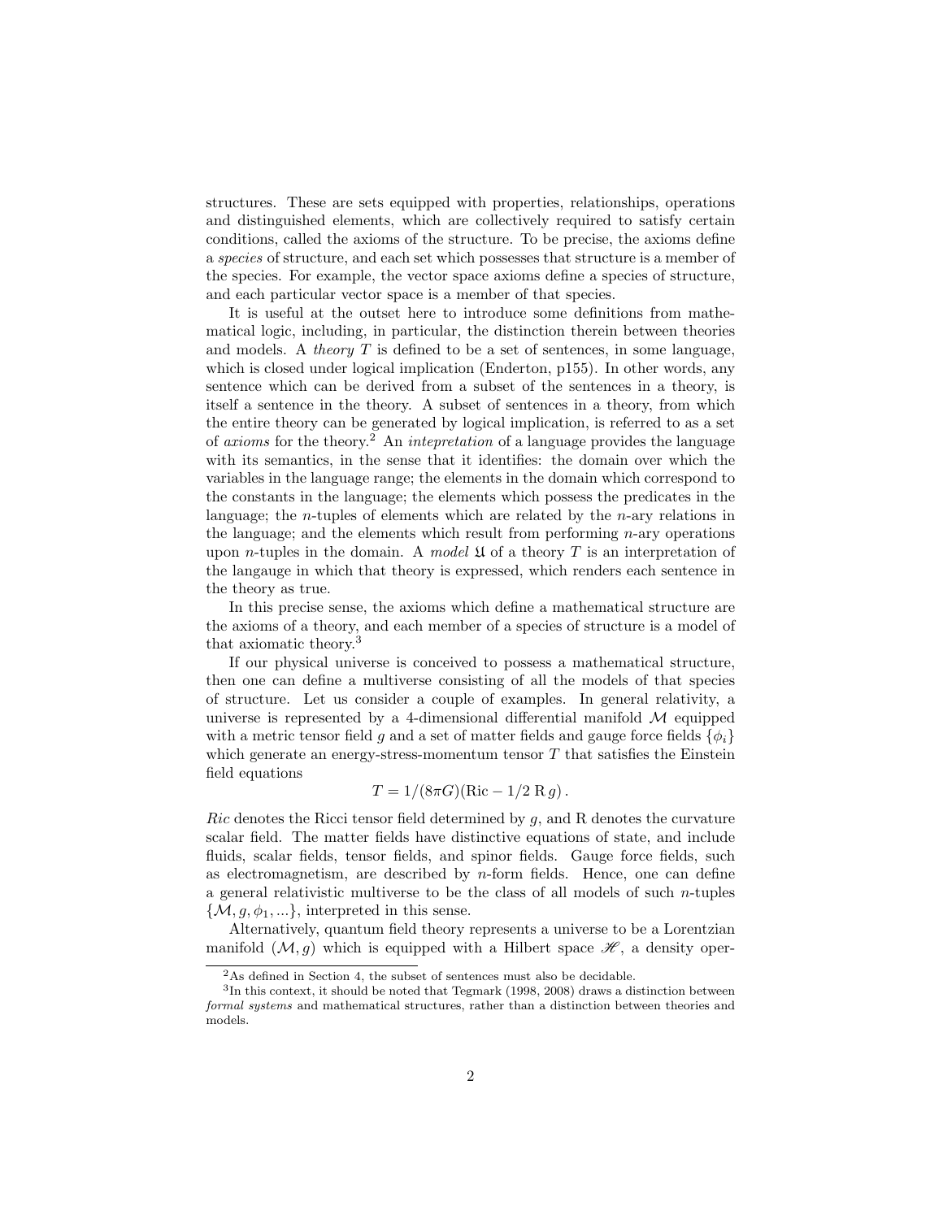structures. These are sets equipped with properties, relationships, operations and distinguished elements, which are collectively required to satisfy certain conditions, called the axioms of the structure. To be precise, the axioms define a *species* of structure, and each set which possesses that structure is a member of the species. For example, the vector space axioms define a species of structure, and each particular vector space is a member of that species.

It is useful at the outset here to introduce some definitions from mathematical logic, including, in particular, the distinction therein between theories and models. A *theory* $T$ is defined to be a set of sentences, in some language, which is closed under logical implication (Enderton, p155). In other words, any sentence which can be derived from a subset of the sentences in a theory, is itself a sentence in the theory. A subset of sentences in a theory, from which the entire theory can be generated by logical implication, is referred to as a set of *axioms* for the theory.[2] An *intepretation* of a language provides the language with its semantics, in the sense that it identifies: the domain over which the variables in the language range; the elements in the domain which correspond to the constants in the language; the elements which possess the predicates in the language; the $n$-tuples of elements which are related by the $n$-ary relations in the language; and the elements which result from performing $n$-ary operations upon $n$-tuples in the domain. A *model* $\mathfrak{U}$ of a theory $T$ is an interpretation of the langauge in which that theory is expressed, which renders each sentence in the theory as true.

In this precise sense, the axioms which define a mathematical structure are the axioms of a theory, and each member of a species of structure is a model of that axiomatic theory.[3]

If our physical universe is conceived to possess a mathematical structure, then one can define a multiverse consisting of all the models of that species of structure. Let us consider a couple of examples. In general relativity, a universe is represented by a 4-dimensional differential manifold $\mathcal{M}$ equipped with a metric tensor field $g$ and a set of matter fields and gauge force fields $\{\phi_i\}$ which generate an energy-stress-momentum tensor $T$ that satisfies the Einstein field equations

$$T = 1/(8\pi G)(\mathrm{Ric} - 1/2 \ \mathrm{R} \, g) \, .$$

*Ric* denotes the Ricci tensor field determined by $g$, and R denotes the curvature scalar field. The matter fields have distinctive equations of state, and include fluids, scalar fields, tensor fields, and spinor fields. Gauge force fields, such as electromagnetism, are described by $n$-form fields. Hence, one can define a general relativistic multiverse to be the class of all models of such $n$-tuples $\{\mathcal{M}, g, \phi_1, ...\}$, interpreted in this sense.

Alternatively, quantum field theory represents a universe to be a Lorentzian manifold $(\mathcal{M}, g)$ which is equipped with a Hilbert space $\mathscr{H}$, a density oper-

[2] As defined in Section 4, the subset of sentences must also be decidable.

[3] In this context, it should be noted that Tegmark (1998, 2008) draws a distinction between *formal systems* and mathematical structures, rather than a distinction between theories and models.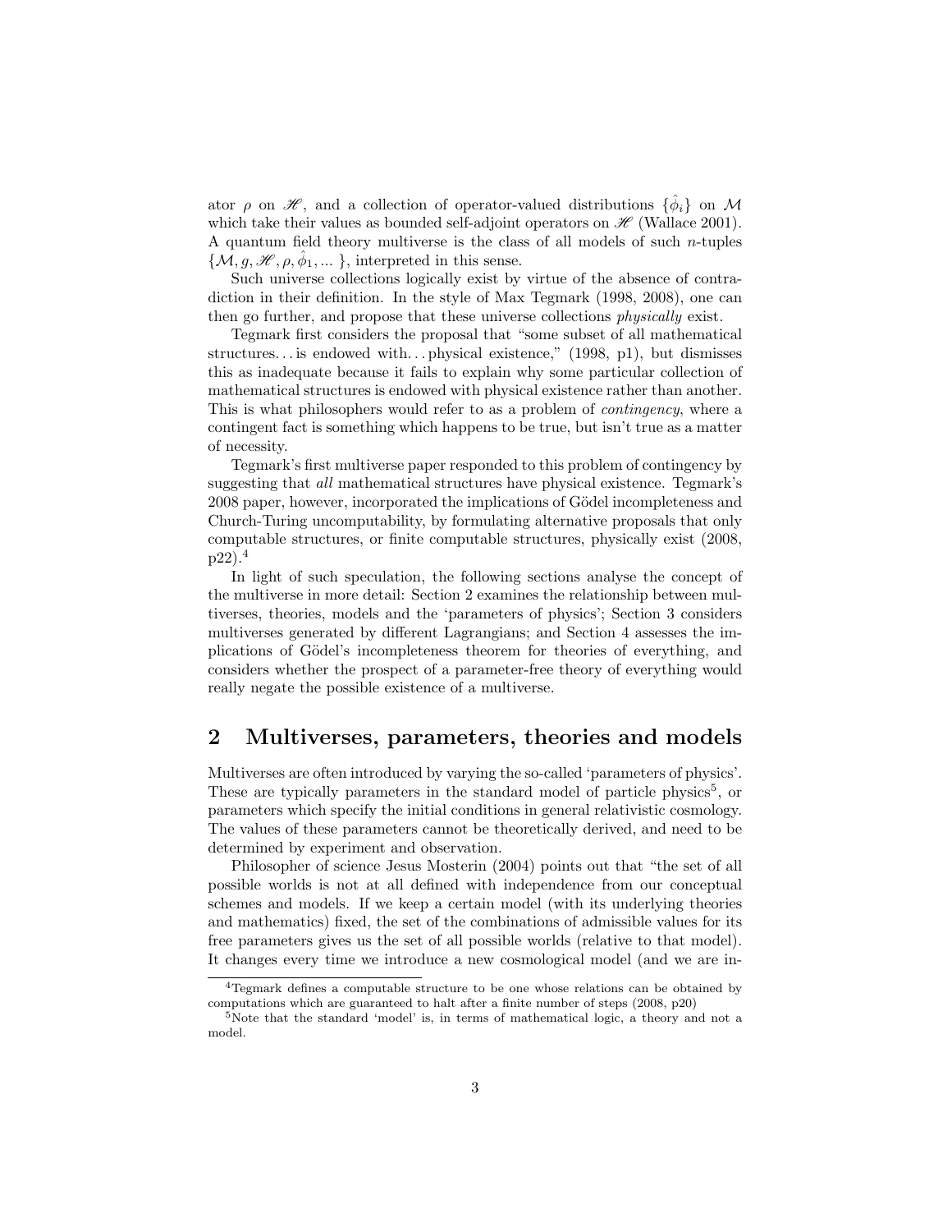ator $\rho$ on $\mathscr{H}$, and a collection of operator-valued distributions $\{\hat{\phi}_i\}$ on $\mathcal{M}$ which take their values as bounded self-adjoint operators on $\mathscr{H}$ (Wallace 2001). A quantum field theory multiverse is the class of all models of such $n$-tuples $\{\mathcal{M}, g, \mathscr{H}, \rho, \hat{\phi}_1, ...\}$, interpreted in this sense.

Such universe collections logically exist by virtue of the absence of contradiction in their definition. In the style of Max Tegmark (1998, 2008), one can then go further, and propose that these universe collections *physically* exist.

Tegmark first considers the proposal that "some subset of all mathematical structures... is endowed with... physical existence," (1998, p1), but dismisses this as inadequate because it fails to explain why some particular collection of mathematical structures is endowed with physical existence rather than another. This is what philosophers would refer to as a problem of *contingency*, where a contingent fact is something which happens to be true, but isn't true as a matter of necessity.

Tegmark's first multiverse paper responded to this problem of contingency by suggesting that *all* mathematical structures have physical existence. Tegmark's 2008 paper, however, incorporated the implications of Gödel incompleteness and Church-Turing uncomputability, by formulating alternative proposals that only computable structures, or finite computable structures, physically exist (2008, p22).[4]

In light of such speculation, the following sections analyse the concept of the multiverse in more detail: Section 2 examines the relationship between multiverses, theories, models and the 'parameters of physics'; Section 3 considers multiverses generated by different Lagrangians; and Section 4 assesses the implications of Gödel's incompleteness theorem for theories of everything, and considers whether the prospect of a parameter-free theory of everything would really negate the possible existence of a multiverse.

## 2 Multiverses, parameters, theories and models

Multiverses are often introduced by varying the so-called 'parameters of physics'. These are typically parameters in the standard model of particle physics[5], or parameters which specify the initial conditions in general relativistic cosmology. The values of these parameters cannot be theoretically derived, and need to be determined by experiment and observation.

Philosopher of science Jesus Mosterin (2004) points out that "the set of all possible worlds is not at all defined with independence from our conceptual schemes and models. If we keep a certain model (with its underlying theories and mathematics) fixed, the set of the combinations of admissible values for its free parameters gives us the set of all possible worlds (relative to that model). It changes every time we introduce a new cosmological model (and we are in-

[4] Tegmark defines a computable structure to be one whose relations can be obtained by computations which are guaranteed to halt after a finite number of steps (2008, p20)

[5] Note that the standard 'model' is, in terms of mathematical logic, a theory and not a model.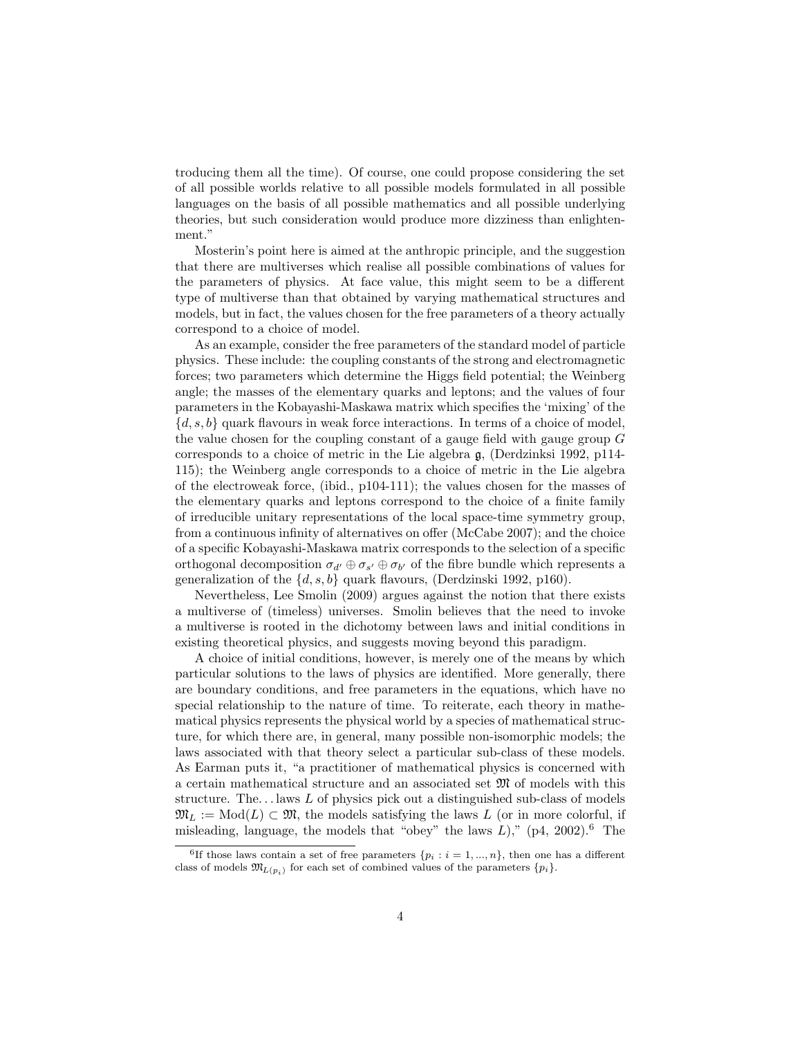troducing them all the time). Of course, one could propose considering the set of all possible worlds relative to all possible models formulated in all possible languages on the basis of all possible mathematics and all possible underlying theories, but such consideration would produce more dizziness than enlightenment."

Mosterin's point here is aimed at the anthropic principle, and the suggestion that there are multiverses which realise all possible combinations of values for the parameters of physics. At face value, this might seem to be a different type of multiverse than that obtained by varying mathematical structures and models, but in fact, the values chosen for the free parameters of a theory actually correspond to a choice of model.

As an example, consider the free parameters of the standard model of particle physics. These include: the coupling constants of the strong and electromagnetic forces; two parameters which determine the Higgs field potential; the Weinberg angle; the masses of the elementary quarks and leptons; and the values of four parameters in the Kobayashi-Maskawa matrix which specifies the 'mixing' of the $\{d, s, b\}$ quark flavours in weak force interactions. In terms of a choice of model, the value chosen for the coupling constant of a gauge field with gauge group $G$ corresponds to a choice of metric in the Lie algebra $\mathfrak{g}$, (Derdzinksi 1992, p114-115); the Weinberg angle corresponds to a choice of metric in the Lie algebra of the electroweak force, (ibid., p104-111); the values chosen for the masses of the elementary quarks and leptons correspond to the choice of a finite family of irreducible unitary representations of the local space-time symmetry group, from a continuous infinity of alternatives on offer (McCabe 2007); and the choice of a specific Kobayashi-Maskawa matrix corresponds to the selection of a specific orthogonal decomposition $\sigma_{d'} \oplus \sigma_{s'} \oplus \sigma_{b'}$ of the fibre bundle which represents a generalization of the $\{d, s, b\}$ quark flavours, (Derdzinski 1992, p160).

Nevertheless, Lee Smolin (2009) argues against the notion that there exists a multiverse of (timeless) universes. Smolin believes that the need to invoke a multiverse is rooted in the dichotomy between laws and initial conditions in existing theoretical physics, and suggests moving beyond this paradigm.

A choice of initial conditions, however, is merely one of the means by which particular solutions to the laws of physics are identified. More generally, there are boundary conditions, and free parameters in the equations, which have no special relationship to the nature of time. To reiterate, each theory in mathematical physics represents the physical world by a species of mathematical structure, for which there are, in general, many possible non-isomorphic models; the laws associated with that theory select a particular sub-class of these models. As Earman puts it, "a practitioner of mathematical physics is concerned with a certain mathematical structure and an associated set $\mathfrak{M}$ of models with this structure. The... laws $L$ of physics pick out a distinguished sub-class of models $\mathfrak{M}_L := \text{Mod}(L) \subset \mathfrak{M}$, the models satisfying the laws $L$ (or in more colorful, if misleading, language, the models that "obey" the laws $L$)," (p4, 2002).[6] The

[6] If those laws contain a set of free parameters $\{p_i : i = 1, ..., n\}$, then one has a different class of models $\mathfrak{M}_{L(p_i)}$ for each set of combined values of the parameters $\{p_i\}$.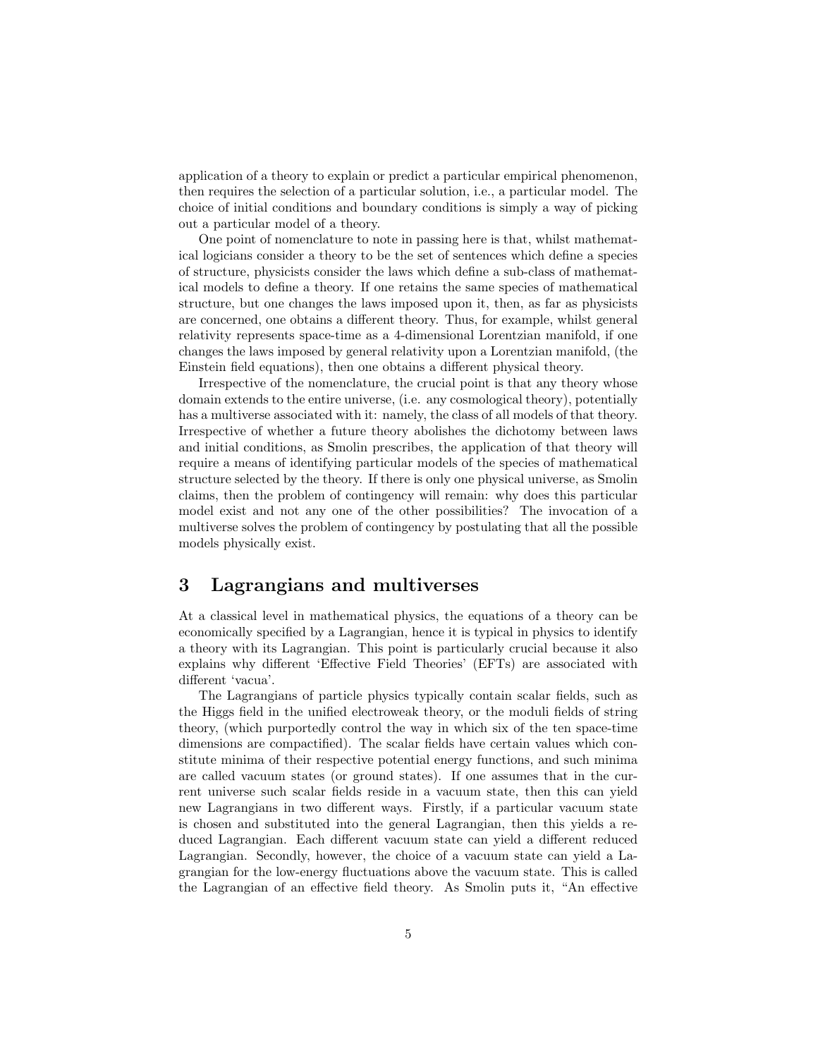application of a theory to explain or predict a particular empirical phenomenon, then requires the selection of a particular solution, i.e., a particular model. The choice of initial conditions and boundary conditions is simply a way of picking out a particular model of a theory.

One point of nomenclature to note in passing here is that, whilst mathematical logicians consider a theory to be the set of sentences which define a species of structure, physicists consider the laws which define a sub-class of mathematical models to define a theory. If one retains the same species of mathematical structure, but one changes the laws imposed upon it, then, as far as physicists are concerned, one obtains a different theory. Thus, for example, whilst general relativity represents space-time as a 4-dimensional Lorentzian manifold, if one changes the laws imposed by general relativity upon a Lorentzian manifold, (the Einstein field equations), then one obtains a different physical theory.

Irrespective of the nomenclature, the crucial point is that any theory whose domain extends to the entire universe, (i.e. any cosmological theory), potentially has a multiverse associated with it: namely, the class of all models of that theory. Irrespective of whether a future theory abolishes the dichotomy between laws and initial conditions, as Smolin prescribes, the application of that theory will require a means of identifying particular models of the species of mathematical structure selected by the theory. If there is only one physical universe, as Smolin claims, then the problem of contingency will remain: why does this particular model exist and not any one of the other possibilities? The invocation of a multiverse solves the problem of contingency by postulating that all the possible models physically exist.

## 3 Lagrangians and multiverses

At a classical level in mathematical physics, the equations of a theory can be economically specified by a Lagrangian, hence it is typical in physics to identify a theory with its Lagrangian. This point is particularly crucial because it also explains why different 'Effective Field Theories' (EFTs) are associated with different 'vacua'.

The Lagrangians of particle physics typically contain scalar fields, such as the Higgs field in the unified electroweak theory, or the moduli fields of string theory, (which purportedly control the way in which six of the ten space-time dimensions are compactified). The scalar fields have certain values which constitute minima of their respective potential energy functions, and such minima are called vacuum states (or ground states). If one assumes that in the current universe such scalar fields reside in a vacuum state, then this can yield new Lagrangians in two different ways. Firstly, if a particular vacuum state is chosen and substituted into the general Lagrangian, then this yields a reduced Lagrangian. Each different vacuum state can yield a different reduced Lagrangian. Secondly, however, the choice of a vacuum state can yield a Lagrangian for the low-energy fluctuations above the vacuum state. This is called the Lagrangian of an effective field theory. As Smolin puts it, "An effective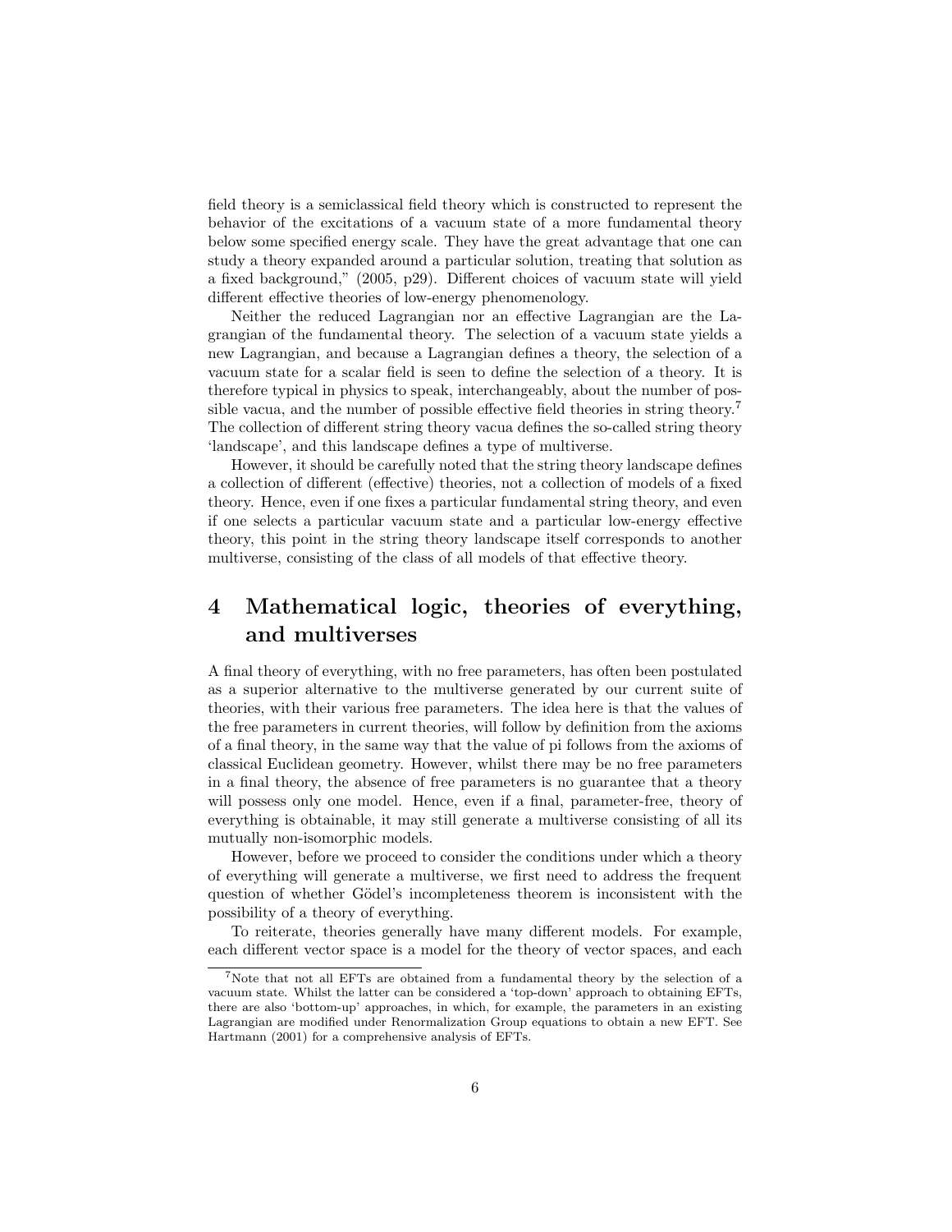field theory is a semiclassical field theory which is constructed to represent the behavior of the excitations of a vacuum state of a more fundamental theory below some specified energy scale. They have the great advantage that one can study a theory expanded around a particular solution, treating that solution as a fixed background," (2005, p29). Different choices of vacuum state will yield different effective theories of low-energy phenomenology.

Neither the reduced Lagrangian nor an effective Lagrangian are the Lagrangian of the fundamental theory. The selection of a vacuum state yields a new Lagrangian, and because a Lagrangian defines a theory, the selection of a vacuum state for a scalar field is seen to define the selection of a theory. It is therefore typical in physics to speak, interchangeably, about the number of possible vacua, and the number of possible effective field theories in string theory.[7] The collection of different string theory vacua defines the so-called string theory 'landscape', and this landscape defines a type of multiverse.

However, it should be carefully noted that the string theory landscape defines a collection of different (effective) theories, not a collection of models of a fixed theory. Hence, even if one fixes a particular fundamental string theory, and even if one selects a particular vacuum state and a particular low-energy effective theory, this point in the string theory landscape itself corresponds to another multiverse, consisting of the class of all models of that effective theory.

# 4 Mathematical logic, theories of everything, and multiverses

A final theory of everything, with no free parameters, has often been postulated as a superior alternative to the multiverse generated by our current suite of theories, with their various free parameters. The idea here is that the values of the free parameters in current theories, will follow by definition from the axioms of a final theory, in the same way that the value of pi follows from the axioms of classical Euclidean geometry. However, whilst there may be no free parameters in a final theory, the absence of free parameters is no guarantee that a theory will possess only one model. Hence, even if a final, parameter-free, theory of everything is obtainable, it may still generate a multiverse consisting of all its mutually non-isomorphic models.

However, before we proceed to consider the conditions under which a theory of everything will generate a multiverse, we first need to address the frequent question of whether Gödel's incompleteness theorem is inconsistent with the possibility of a theory of everything.

To reiterate, theories generally have many different models. For example, each different vector space is a model for the theory of vector spaces, and each

[7] Note that not all EFTs are obtained from a fundamental theory by the selection of a vacuum state. Whilst the latter can be considered a 'top-down' approach to obtaining EFTs, there are also 'bottom-up' approaches, in which, for example, the parameters in an existing Lagrangian are modified under Renormalization Group equations to obtain a new EFT. See Hartmann (2001) for a comprehensive analysis of EFTs.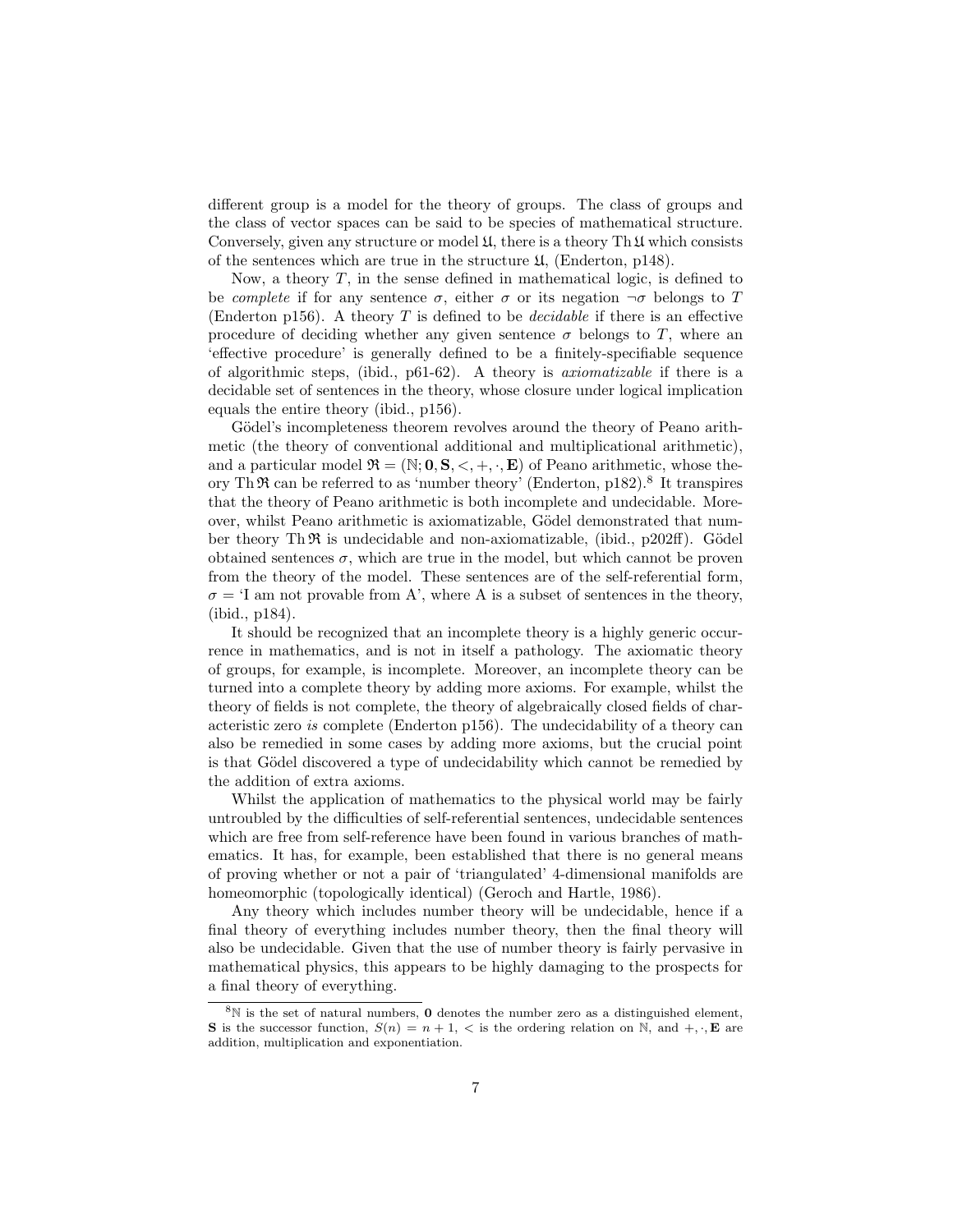different group is a model for the theory of groups. The class of groups and the class of vector spaces can be said to be species of mathematical structure. Conversely, given any structure or model $\mathfrak{U}$, there is a theory $\text{Th}\,\mathfrak{U}$ which consists of the sentences which are true in the structure $\mathfrak{U}$, (Enderton, p148).

Now, a theory $T$, in the sense defined in mathematical logic, is defined to be *complete* if for any sentence $\sigma$, either $\sigma$ or its negation $\neg\sigma$ belongs to $T$ (Enderton p156). A theory $T$ is defined to be *decidable* if there is an effective procedure of deciding whether any given sentence $\sigma$ belongs to $T$, where an 'effective procedure' is generally defined to be a finitely-specifiable sequence of algorithmic steps, (ibid., p61-62). A theory is *axiomatizable* if there is a decidable set of sentences in the theory, whose closure under logical implication equals the entire theory (ibid., p156).

Gödel's incompleteness theorem revolves around the theory of Peano arithmetic (the theory of conventional additional and multiplicational arithmetic), and a particular model $\mathfrak{R} = (\mathbb{N}; \mathbf{0}, \mathbf{S}, <, +, \cdot, \mathbf{E})$ of Peano arithmetic, whose theory $\text{Th}\,\mathfrak{R}$ can be referred to as 'number theory' (Enderton, p182).[8] It transpires that the theory of Peano arithmetic is both incomplete and undecidable. Moreover, whilst Peano arithmetic is axiomatizable, Gödel demonstrated that number theory $\text{Th}\,\mathfrak{R}$ is undecidable and non-axiomatizable, (ibid., p202ff). Gödel obtained sentences $\sigma$, which are true in the model, but which cannot be proven from the theory of the model. These sentences are of the self-referential form, $\sigma$ = 'I am not provable from A', where A is a subset of sentences in the theory, (ibid., p184).

It should be recognized that an incomplete theory is a highly generic occurrence in mathematics, and is not in itself a pathology. The axiomatic theory of groups, for example, is incomplete. Moreover, an incomplete theory can be turned into a complete theory by adding more axioms. For example, whilst the theory of fields is not complete, the theory of algebraically closed fields of characteristic zero *is* complete (Enderton p156). The undecidability of a theory can also be remedied in some cases by adding more axioms, but the crucial point is that Gödel discovered a type of undecidability which cannot be remedied by the addition of extra axioms.

Whilst the application of mathematics to the physical world may be fairly untroubled by the difficulties of self-referential sentences, undecidable sentences which are free from self-reference have been found in various branches of mathematics. It has, for example, been established that there is no general means of proving whether or not a pair of 'triangulated' 4-dimensional manifolds are homeomorphic (topologically identical) (Geroch and Hartle, 1986).

Any theory which includes number theory will be undecidable, hence if a final theory of everything includes number theory, then the final theory will also be undecidable. Given that the use of number theory is fairly pervasive in mathematical physics, this appears to be highly damaging to the prospects for a final theory of everything.

---

[8] $\mathbb{N}$ is the set of natural numbers, $\mathbf{0}$ denotes the number zero as a distinguished element, $\mathbf{S}$ is the successor function, $S(n) = n + 1$, $<$ is the ordering relation on $\mathbb{N}$, and $+, \cdot, \mathbf{E}$ are addition, multiplication and exponentiation.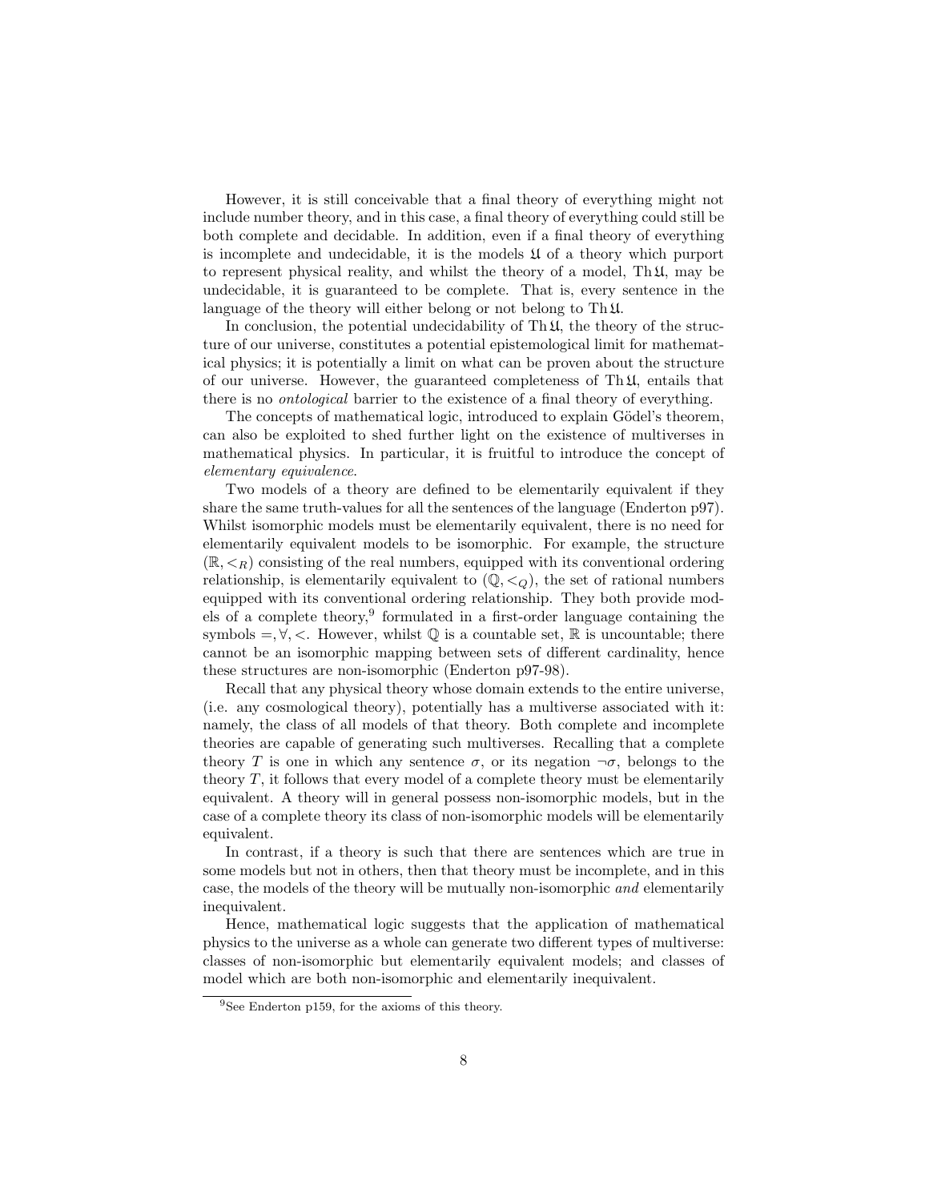However, it is still conceivable that a final theory of everything might not include number theory, and in this case, a final theory of everything could still be both complete and decidable. In addition, even if a final theory of everything is incomplete and undecidable, it is the models $\mathfrak{U}$ of a theory which purport to represent physical reality, and whilst the theory of a model, $\mathrm{Th}\,\mathfrak{U}$, may be undecidable, it is guaranteed to be complete. That is, every sentence in the language of the theory will either belong or not belong to $\mathrm{Th}\,\mathfrak{U}$.

In conclusion, the potential undecidability of $\mathrm{Th}\,\mathfrak{U}$, the theory of the structure of our universe, constitutes a potential epistemological limit for mathematical physics; it is potentially a limit on what can be proven about the structure of our universe. However, the guaranteed completeness of $\mathrm{Th}\,\mathfrak{U}$, entails that there is no *ontological* barrier to the existence of a final theory of everything.

The concepts of mathematical logic, introduced to explain Gödel's theorem, can also be exploited to shed further light on the existence of multiverses in mathematical physics. In particular, it is fruitful to introduce the concept of *elementary equivalence*.

Two models of a theory are defined to be elementarily equivalent if they share the same truth-values for all the sentences of the language (Enderton p97). Whilst isomorphic models must be elementarily equivalent, there is no need for elementarily equivalent models to be isomorphic. For example, the structure $(\mathbb{R}, <_R)$ consisting of the real numbers, equipped with its conventional ordering relationship, is elementarily equivalent to $(\mathbb{Q}, <_Q)$, the set of rational numbers equipped with its conventional ordering relationship. They both provide models of a complete theory,[9] formulated in a first-order language containing the symbols $=, \forall, <$. However, whilst $\mathbb{Q}$ is a countable set, $\mathbb{R}$ is uncountable; there cannot be an isomorphic mapping between sets of different cardinality, hence these structures are non-isomorphic (Enderton p97-98).

Recall that any physical theory whose domain extends to the entire universe, (i.e. any cosmological theory), potentially has a multiverse associated with it: namely, the class of all models of that theory. Both complete and incomplete theories are capable of generating such multiverses. Recalling that a complete theory $T$ is one in which any sentence $\sigma$, or its negation $\neg\sigma$, belongs to the theory $T$, it follows that every model of a complete theory must be elementarily equivalent. A theory will in general possess non-isomorphic models, but in the case of a complete theory its class of non-isomorphic models will be elementarily equivalent.

In contrast, if a theory is such that there are sentences which are true in some models but not in others, then that theory must be incomplete, and in this case, the models of the theory will be mutually non-isomorphic *and* elementarily inequivalent.

Hence, mathematical logic suggests that the application of mathematical physics to the universe as a whole can generate two different types of multiverse: classes of non-isomorphic but elementarily equivalent models; and classes of model which are both non-isomorphic and elementarily inequivalent.

[9] See Enderton p159, for the axioms of this theory.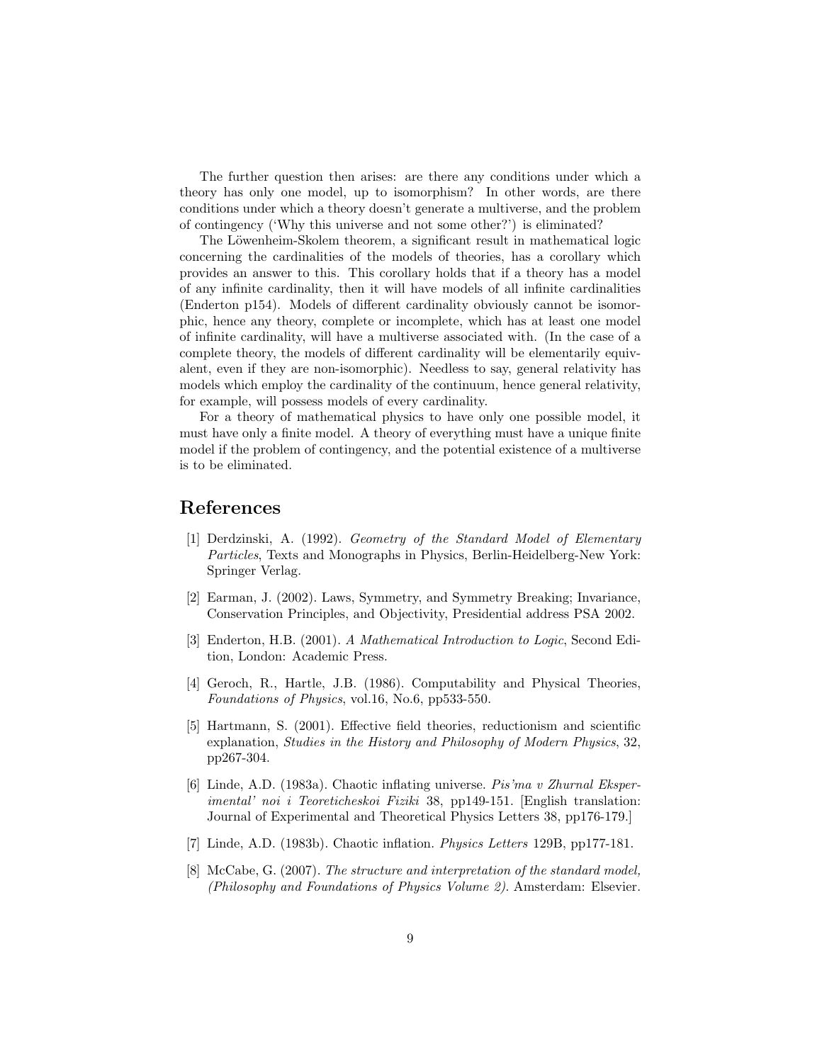The further question then arises: are there any conditions under which a theory has only one model, up to isomorphism? In other words, are there conditions under which a theory doesn't generate a multiverse, and the problem of contingency ('Why this universe and not some other?') is eliminated?

The Löwenheim-Skolem theorem, a significant result in mathematical logic concerning the cardinalities of the models of theories, has a corollary which provides an answer to this. This corollary holds that if a theory has a model of any infinite cardinality, then it will have models of all infinite cardinalities (Enderton p154). Models of different cardinality obviously cannot be isomorphic, hence any theory, complete or incomplete, which has at least one model of infinite cardinality, will have a multiverse associated with. (In the case of a complete theory, the models of different cardinality will be elementarily equivalent, even if they are non-isomorphic). Needless to say, general relativity has models which employ the cardinality of the continuum, hence general relativity, for example, will possess models of every cardinality.

For a theory of mathematical physics to have only one possible model, it must have only a finite model. A theory of everything must have a unique finite model if the problem of contingency, and the potential existence of a multiverse is to be eliminated.

## References

[1] Derdzinski, A. (1992). *Geometry of the Standard Model of Elementary Particles*, Texts and Monographs in Physics, Berlin-Heidelberg-New York: Springer Verlag.

[2] Earman, J. (2002). Laws, Symmetry, and Symmetry Breaking; Invariance, Conservation Principles, and Objectivity, Presidential address PSA 2002.

[3] Enderton, H.B. (2001). *A Mathematical Introduction to Logic*, Second Edition, London: Academic Press.

[4] Geroch, R., Hartle, J.B. (1986). Computability and Physical Theories, *Foundations of Physics*, vol.16, No.6, pp533-550.

[5] Hartmann, S. (2001). Effective field theories, reductionism and scientific explanation, *Studies in the History and Philosophy of Modern Physics*, 32, pp267-304.

[6] Linde, A.D. (1983a). Chaotic inflating universe. *Pis'ma v Zhurnal Eksperimental' noi i Teoreticheskoi Fiziki* 38, pp149-151. [English translation: Journal of Experimental and Theoretical Physics Letters 38, pp176-179.]

[7] Linde, A.D. (1983b). Chaotic inflation. *Physics Letters* 129B, pp177-181.

[8] McCabe, G. (2007). *The structure and interpretation of the standard model, (Philosophy and Foundations of Physics Volume 2)*. Amsterdam: Elsevier.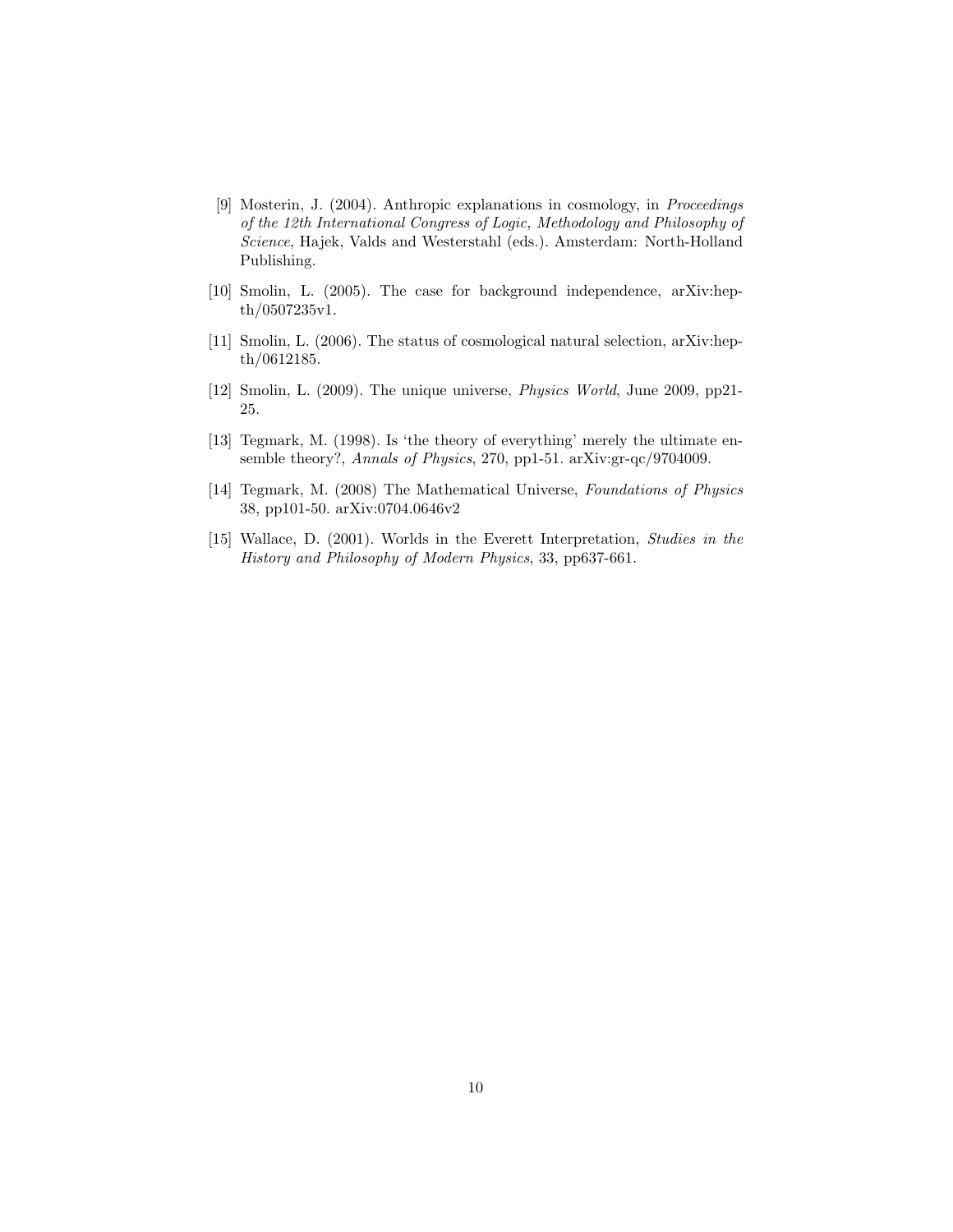[9] Mosterin, J. (2004). Anthropic explanations in cosmology, in *Proceedings of the 12th International Congress of Logic, Methodology and Philosophy of Science*, Hajek, Valds and Westerstahl (eds.). Amsterdam: North-Holland Publishing.

[10] Smolin, L. (2005). The case for background independence, arXiv:hep-th/0507235v1.

[11] Smolin, L. (2006). The status of cosmological natural selection, arXiv:hep-th/0612185.

[12] Smolin, L. (2009). The unique universe, *Physics World*, June 2009, pp21-25.

[13] Tegmark, M. (1998). Is 'the theory of everything' merely the ultimate ensemble theory?, *Annals of Physics*, 270, pp1-51. arXiv:gr-qc/9704009.

[14] Tegmark, M. (2008) The Mathematical Universe, *Foundations of Physics* 38, pp101-50. arXiv:0704.0646v2

[15] Wallace, D. (2001). Worlds in the Everett Interpretation, *Studies in the History and Philosophy of Modern Physics*, 33, pp637-661.